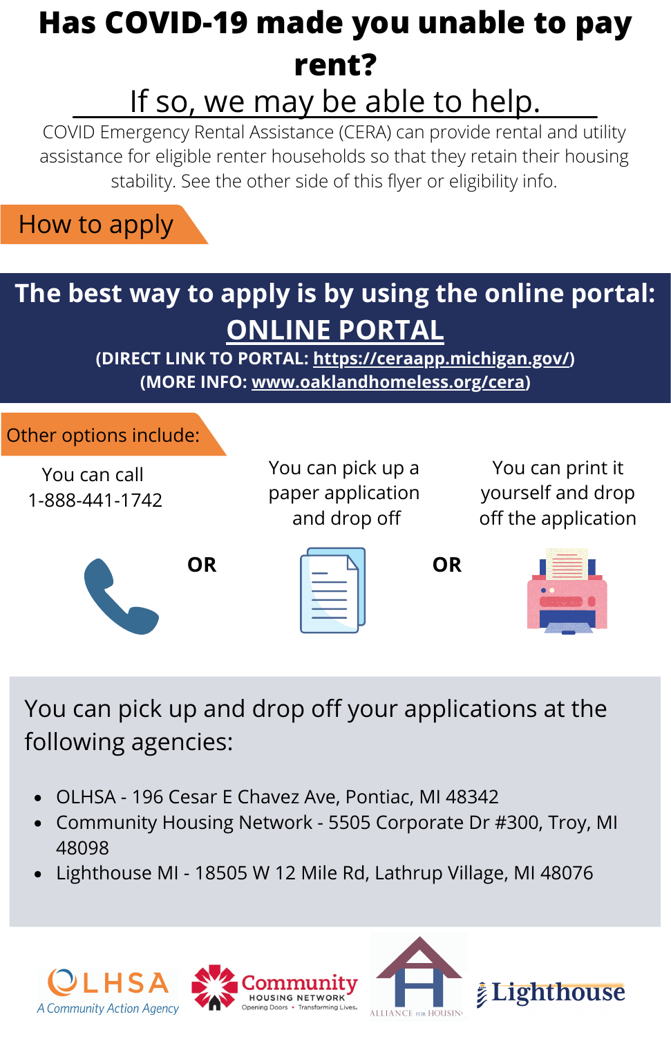# Has COVID-19 made you unable to pay rent?

## If so, we may be able to help.

COVID Emergency Rental Assistance (CERA) can provide rental and utility assistance for eligible renter households so that they retain their housing stability. See the other side of this flyer or eligibility info.

## How to apply

### The best way to apply is by using the online portal:

**ONLINE PORTAL**

**(DIRECT LINK TO PORTAL: https://ceraapp.michigan.gov/)**

**(MORE INFO: www.oaklandhomeless.org/cera)**

## Other options include:

You can call 1-888-441-1742

**OR**

You can pick up a paper application and drop off

**OR**

You can print it yourself and drop off the application

You can pick up and drop off your applications at the following agencies:

- OLHSA - 196 Cesar E Chavez Ave, Pontiac, MI 48342
- Community Housing Network - 5505 Corporate Dr #300, Troy, MI 48098
- Lighthouse MI - 18505 W 12 Mile Rd, Lathrup Village, MI 48076

OLHSA A Community Action Agency | Community Housing Network Opening Doors • Transforming Lives. | Alliance for Housing | Lighthouse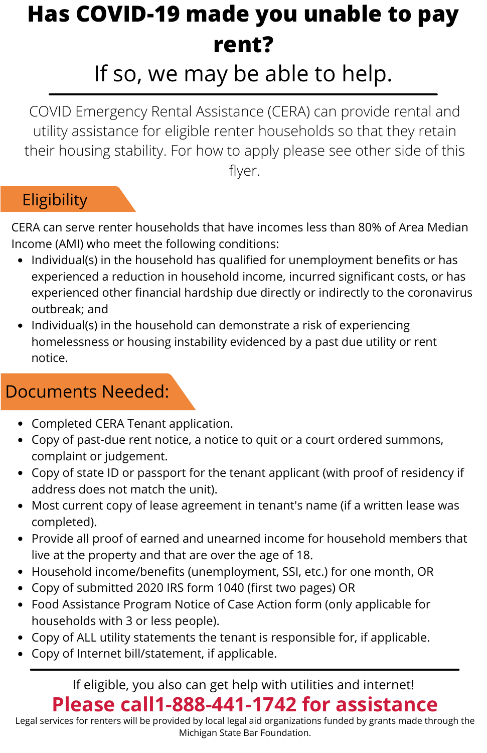# Has COVID-19 made you unable to pay rent?

## If so, we may be able to help.

COVID Emergency Rental Assistance (CERA) can provide rental and utility assistance for eligible renter households so that they retain their housing stability. For how to apply please see other side of this flyer.

## Eligibility

CERA can serve renter households that have incomes less than 80% of Area Median Income (AMI) who meet the following conditions:

- Individual(s) in the household has qualified for unemployment benefits or has experienced a reduction in household income, incurred significant costs, or has experienced other financial hardship due directly or indirectly to the coronavirus outbreak; and
- Individual(s) in the household can demonstrate a risk of experiencing homelessness or housing instability evidenced by a past due utility or rent notice.

## Documents Needed:

- Completed CERA Tenant application.
- Copy of past-due rent notice, a notice to quit or a court ordered summons, complaint or judgement.
- Copy of state ID or passport for the tenant applicant (with proof of residency if address does not match the unit).
- Most current copy of lease agreement in tenant's name (if a written lease was completed).
- Provide all proof of earned and unearned income for household members that live at the property and that are over the age of 18.
- Household income/benefits (unemployment, SSI, etc.) for one month, OR
- Copy of submitted 2020 IRS form 1040 (first two pages) OR
- Food Assistance Program Notice of Case Action form (only applicable for households with 3 or less people).
- Copy of ALL utility statements the tenant is responsible for, if applicable.
- Copy of Internet bill/statement, if applicable.

---

If eligible, you also can get help with utilities and internet!

**Please call1-888-441-1742 for assistance**

Legal services for renters will be provided by local legal aid organizations funded by grants made through the Michigan State Bar Foundation.